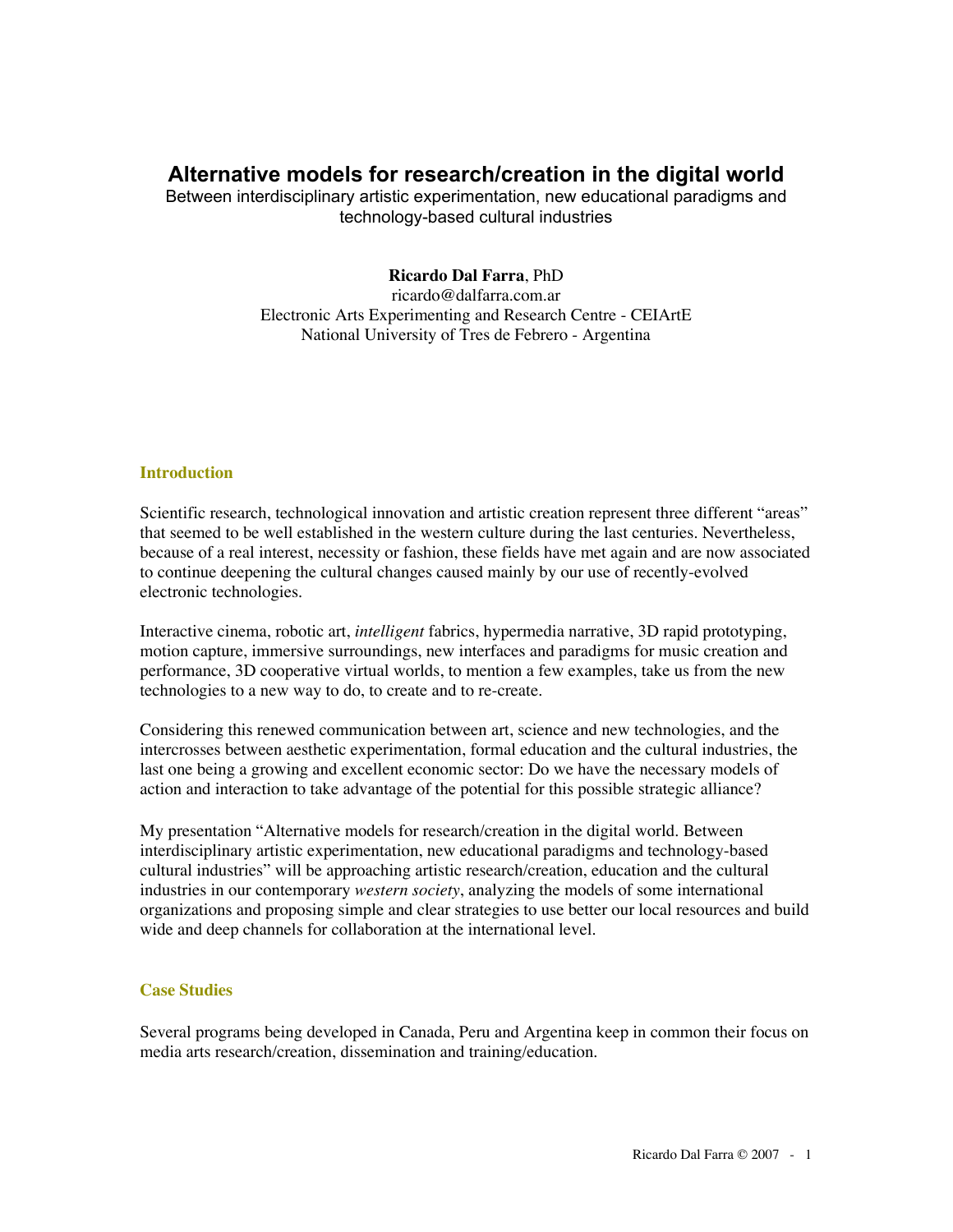# Alternative models for research/creation in the digital world

Between interdisciplinary artistic experimentation, new educational paradigms and technology-based cultural industries

**Ricardo Dal Farra**, PhD
ricardo@dalfarra.com.ar
Electronic Arts Experimenting and Research Centre - CEIArtE
National University of Tres de Febrero - Argentina

## Introduction

Scientific research, technological innovation and artistic creation represent three different "areas" that seemed to be well established in the western culture during the last centuries. Nevertheless, because of a real interest, necessity or fashion, these fields have met again and are now associated to continue deepening the cultural changes caused mainly by our use of recently-evolved electronic technologies.

Interactive cinema, robotic art, *intelligent* fabrics, hypermedia narrative, 3D rapid prototyping, motion capture, immersive surroundings, new interfaces and paradigms for music creation and performance, 3D cooperative virtual worlds, to mention a few examples, take us from the new technologies to a new way to do, to create and to re-create.

Considering this renewed communication between art, science and new technologies, and the intercrosses between aesthetic experimentation, formal education and the cultural industries, the last one being a growing and excellent economic sector: Do we have the necessary models of action and interaction to take advantage of the potential for this possible strategic alliance?

My presentation "Alternative models for research/creation in the digital world. Between interdisciplinary artistic experimentation, new educational paradigms and technology-based cultural industries" will be approaching artistic research/creation, education and the cultural industries in our contemporary *western society*, analyzing the models of some international organizations and proposing simple and clear strategies to use better our local resources and build wide and deep channels for collaboration at the international level.

## Case Studies

Several programs being developed in Canada, Peru and Argentina keep in common their focus on media arts research/creation, dissemination and training/education.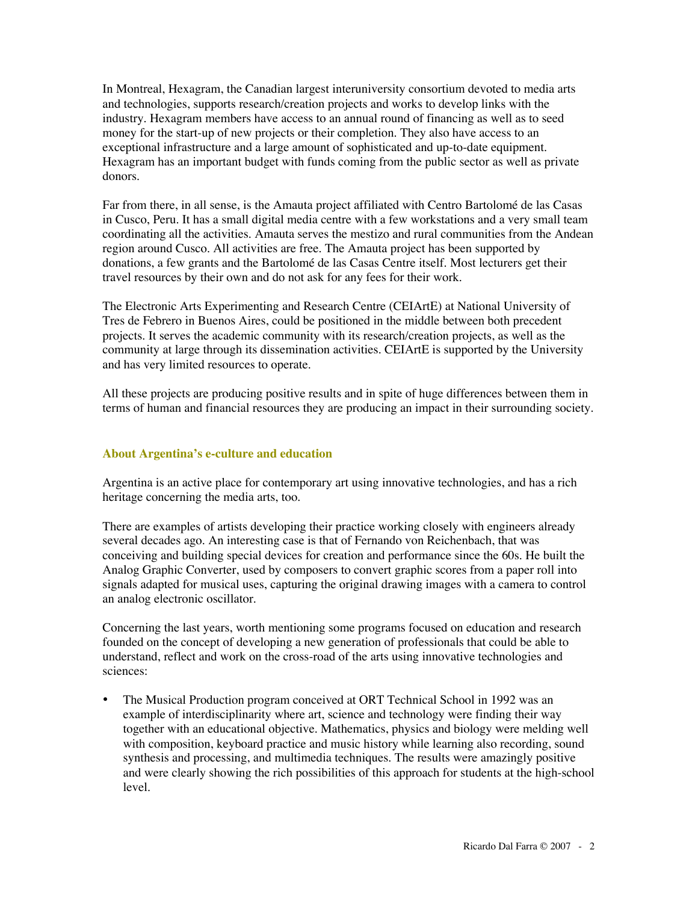In Montreal, Hexagram, the Canadian largest interuniversity consortium devoted to media arts and technologies, supports research/creation projects and works to develop links with the industry. Hexagram members have access to an annual round of financing as well as to seed money for the start-up of new projects or their completion. They also have access to an exceptional infrastructure and a large amount of sophisticated and up-to-date equipment. Hexagram has an important budget with funds coming from the public sector as well as private donors.

Far from there, in all sense, is the Amauta project affiliated with Centro Bartolomé de las Casas in Cusco, Peru. It has a small digital media centre with a few workstations and a very small team coordinating all the activities. Amauta serves the mestizo and rural communities from the Andean region around Cusco. All activities are free. The Amauta project has been supported by donations, a few grants and the Bartolomé de las Casas Centre itself. Most lecturers get their travel resources by their own and do not ask for any fees for their work.

The Electronic Arts Experimenting and Research Centre (CEIArtE) at National University of Tres de Febrero in Buenos Aires, could be positioned in the middle between both precedent projects. It serves the academic community with its research/creation projects, as well as the community at large through its dissemination activities. CEIArtE is supported by the University and has very limited resources to operate.

All these projects are producing positive results and in spite of huge differences between them in terms of human and financial resources they are producing an impact in their surrounding society.

## About Argentina's e-culture and education

Argentina is an active place for contemporary art using innovative technologies, and has a rich heritage concerning the media arts, too.

There are examples of artists developing their practice working closely with engineers already several decades ago. An interesting case is that of Fernando von Reichenbach, that was conceiving and building special devices for creation and performance since the 60s. He built the Analog Graphic Converter, used by composers to convert graphic scores from a paper roll into signals adapted for musical uses, capturing the original drawing images with a camera to control an analog electronic oscillator.

Concerning the last years, worth mentioning some programs focused on education and research founded on the concept of developing a new generation of professionals that could be able to understand, reflect and work on the cross-road of the arts using innovative technologies and sciences:

- The Musical Production program conceived at ORT Technical School in 1992 was an example of interdisciplinarity where art, science and technology were finding their way together with an educational objective. Mathematics, physics and biology were melding well with composition, keyboard practice and music history while learning also recording, sound synthesis and processing, and multimedia techniques. The results were amazingly positive and were clearly showing the rich possibilities of this approach for students at the high-school level.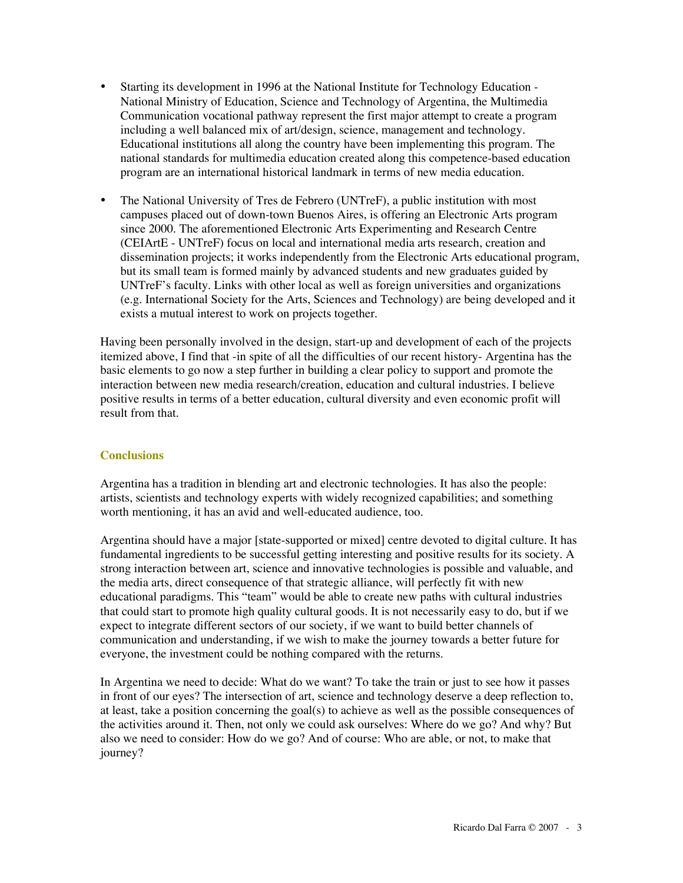- Starting its development in 1996 at the National Institute for Technology Education - National Ministry of Education, Science and Technology of Argentina, the Multimedia Communication vocational pathway represent the first major attempt to create a program including a well balanced mix of art/design, science, management and technology. Educational institutions all along the country have been implementing this program. The national standards for multimedia education created along this competence-based education program are an international historical landmark in terms of new media education.

- The National University of Tres de Febrero (UNTreF), a public institution with most campuses placed out of down-town Buenos Aires, is offering an Electronic Arts program since 2000. The aforementioned Electronic Arts Experimenting and Research Centre (CEIArtE - UNTreF) focus on local and international media arts research, creation and dissemination projects; it works independently from the Electronic Arts educational program, but its small team is formed mainly by advanced students and new graduates guided by UNTreF's faculty. Links with other local as well as foreign universities and organizations (e.g. International Society for the Arts, Sciences and Technology) are being developed and it exists a mutual interest to work on projects together.

Having been personally involved in the design, start-up and development of each of the projects itemized above, I find that -in spite of all the difficulties of our recent history- Argentina has the basic elements to go now a step further in building a clear policy to support and promote the interaction between new media research/creation, education and cultural industries. I believe positive results in terms of a better education, cultural diversity and even economic profit will result from that.

## Conclusions

Argentina has a tradition in blending art and electronic technologies. It has also the people: artists, scientists and technology experts with widely recognized capabilities; and something worth mentioning, it has an avid and well-educated audience, too.

Argentina should have a major [state-supported or mixed] centre devoted to digital culture. It has fundamental ingredients to be successful getting interesting and positive results for its society. A strong interaction between art, science and innovative technologies is possible and valuable, and the media arts, direct consequence of that strategic alliance, will perfectly fit with new educational paradigms. This "team" would be able to create new paths with cultural industries that could start to promote high quality cultural goods. It is not necessarily easy to do, but if we expect to integrate different sectors of our society, if we want to build better channels of communication and understanding, if we wish to make the journey towards a better future for everyone, the investment could be nothing compared with the returns.

In Argentina we need to decide: What do we want? To take the train or just to see how it passes in front of our eyes? The intersection of art, science and technology deserve a deep reflection to, at least, take a position concerning the goal(s) to achieve as well as the possible consequences of the activities around it. Then, not only we could ask ourselves: Where do we go? And why? But also we need to consider: How do we go? And of course: Who are able, or not, to make that journey?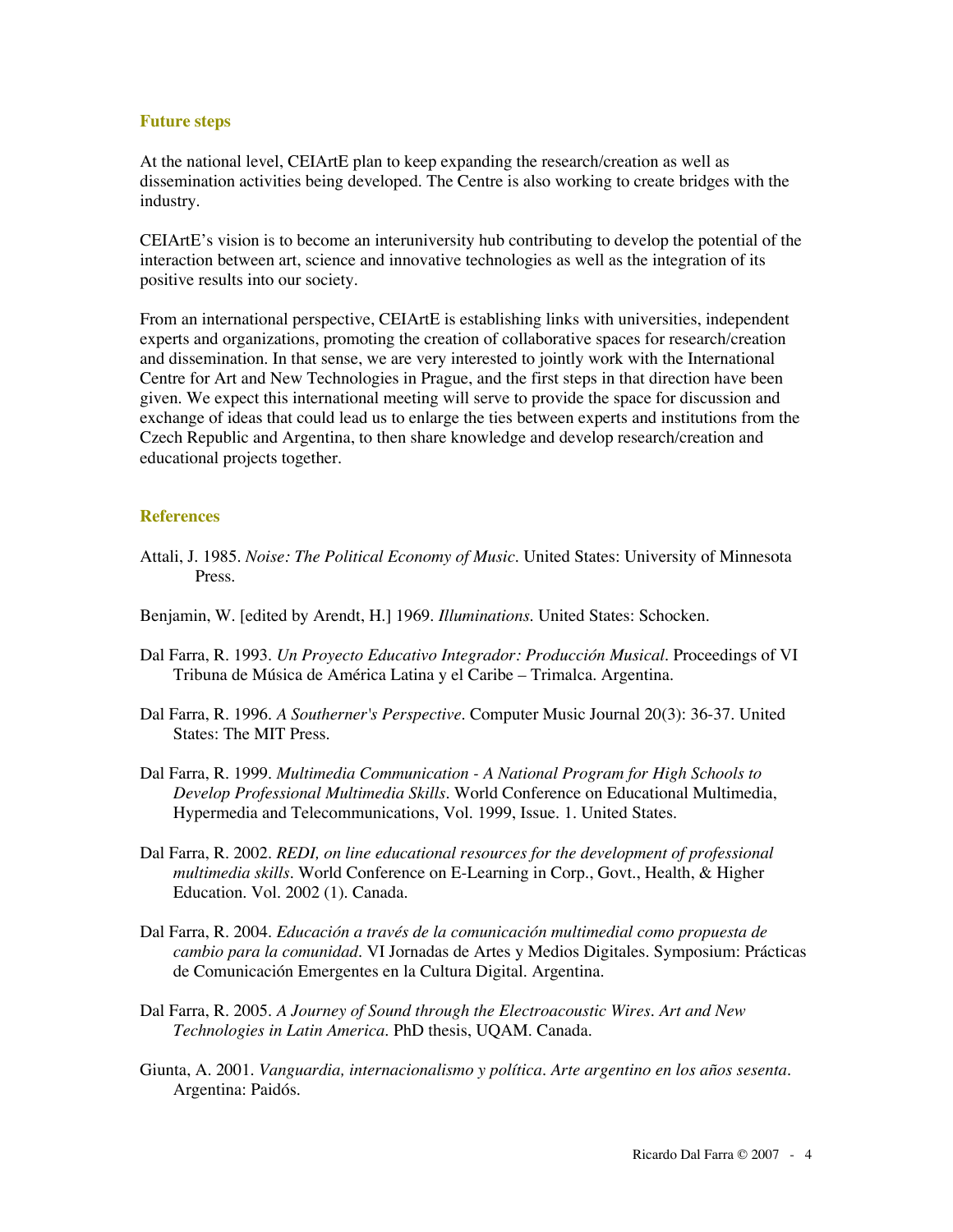## Future steps

At the national level, CEIArtE plan to keep expanding the research/creation as well as dissemination activities being developed. The Centre is also working to create bridges with the industry.

CEIArtE's vision is to become an interuniversity hub contributing to develop the potential of the interaction between art, science and innovative technologies as well as the integration of its positive results into our society.

From an international perspective, CEIArtE is establishing links with universities, independent experts and organizations, promoting the creation of collaborative spaces for research/creation and dissemination. In that sense, we are very interested to jointly work with the International Centre for Art and New Technologies in Prague, and the first steps in that direction have been given. We expect this international meeting will serve to provide the space for discussion and exchange of ideas that could lead us to enlarge the ties between experts and institutions from the Czech Republic and Argentina, to then share knowledge and develop research/creation and educational projects together.

## References

Attali, J. 1985. *Noise: The Political Economy of Music*. United States: University of Minnesota Press.

Benjamin, W. [edited by Arendt, H.] 1969. *Illuminations*. United States: Schocken.

Dal Farra, R. 1993. *Un Proyecto Educativo Integrador: Producción Musical*. Proceedings of VI Tribuna de Música de América Latina y el Caribe – Trimalca. Argentina.

Dal Farra, R. 1996. *A Southerner's Perspective*. Computer Music Journal 20(3): 36-37. United States: The MIT Press.

Dal Farra, R. 1999. *Multimedia Communication - A National Program for High Schools to Develop Professional Multimedia Skills*. World Conference on Educational Multimedia, Hypermedia and Telecommunications, Vol. 1999, Issue. 1. United States.

Dal Farra, R. 2002. *REDI, on line educational resources for the development of professional multimedia skills*. World Conference on E-Learning in Corp., Govt., Health, & Higher Education. Vol. 2002 (1). Canada.

Dal Farra, R. 2004. *Educación a través de la comunicación multimedial como propuesta de cambio para la comunidad*. VI Jornadas de Artes y Medios Digitales. Symposium: Prácticas de Comunicación Emergentes en la Cultura Digital. Argentina.

Dal Farra, R. 2005. *A Journey of Sound through the Electroacoustic Wires. Art and New Technologies in Latin America*. PhD thesis, UQAM. Canada.

Giunta, A. 2001. *Vanguardia, internacionalismo y política. Arte argentino en los años sesenta*. Argentina: Paidós.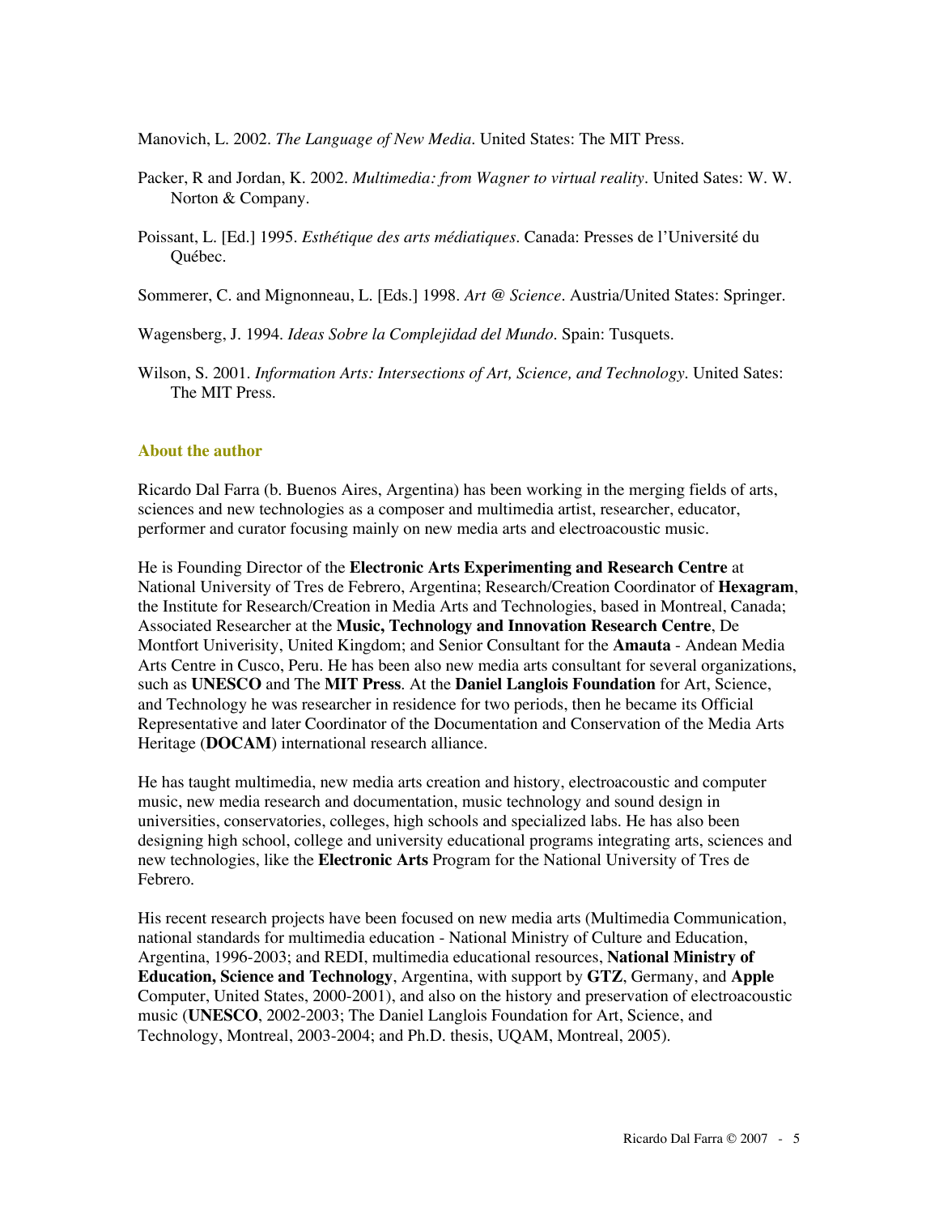Manovich, L. 2002. *The Language of New Media*. United States: The MIT Press.

Packer, R and Jordan, K. 2002. *Multimedia: from Wagner to virtual reality*. United Sates: W. W. Norton & Company.

Poissant, L. [Ed.] 1995. *Esthétique des arts médiatiques*. Canada: Presses de l'Université du Québec.

Sommerer, C. and Mignonneau, L. [Eds.] 1998. *Art @ Science*. Austria/United States: Springer.

Wagensberg, J. 1994. *Ideas Sobre la Complejidad del Mundo*. Spain: Tusquets.

Wilson, S. 2001. *Information Arts: Intersections of Art, Science, and Technology*. United Sates: The MIT Press.

## About the author

Ricardo Dal Farra (b. Buenos Aires, Argentina) has been working in the merging fields of arts, sciences and new technologies as a composer and multimedia artist, researcher, educator, performer and curator focusing mainly on new media arts and electroacoustic music.

He is Founding Director of the **Electronic Arts Experimenting and Research Centre** at National University of Tres de Febrero, Argentina; Research/Creation Coordinator of **Hexagram**, the Institute for Research/Creation in Media Arts and Technologies, based in Montreal, Canada; Associated Researcher at the **Music, Technology and Innovation Research Centre**, De Montfort Univerisity, United Kingdom; and Senior Consultant for the **Amauta** - Andean Media Arts Centre in Cusco, Peru. He has been also new media arts consultant for several organizations, such as **UNESCO** and The **MIT Press**. At the **Daniel Langlois Foundation** for Art, Science, and Technology he was researcher in residence for two periods, then he became its Official Representative and later Coordinator of the Documentation and Conservation of the Media Arts Heritage (**DOCAM**) international research alliance.

He has taught multimedia, new media arts creation and history, electroacoustic and computer music, new media research and documentation, music technology and sound design in universities, conservatories, colleges, high schools and specialized labs. He has also been designing high school, college and university educational programs integrating arts, sciences and new technologies, like the **Electronic Arts** Program for the National University of Tres de Febrero.

His recent research projects have been focused on new media arts (Multimedia Communication, national standards for multimedia education - National Ministry of Culture and Education, Argentina, 1996-2003; and REDI, multimedia educational resources, **National Ministry of Education, Science and Technology**, Argentina, with support by **GTZ**, Germany, and **Apple** Computer, United States, 2000-2001), and also on the history and preservation of electroacoustic music (**UNESCO**, 2002-2003; The Daniel Langlois Foundation for Art, Science, and Technology, Montreal, 2003-2004; and Ph.D. thesis, UQAM, Montreal, 2005).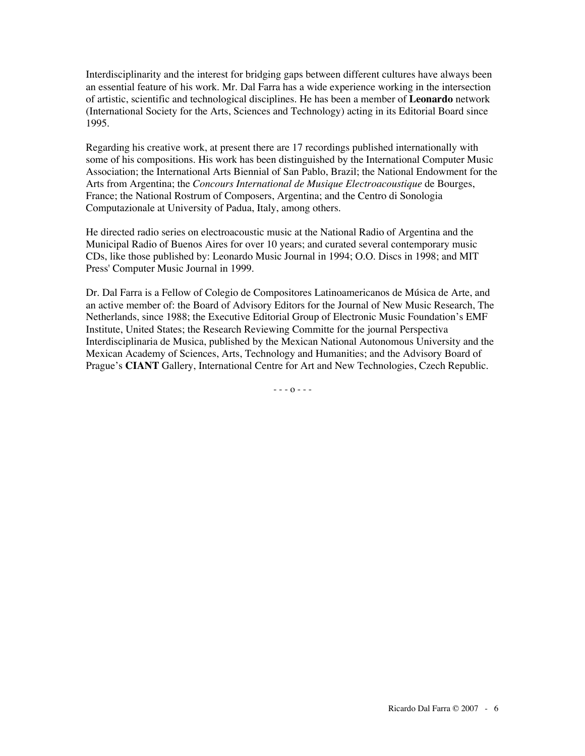Interdisciplinarity and the interest for bridging gaps between different cultures have always been an essential feature of his work. Mr. Dal Farra has a wide experience working in the intersection of artistic, scientific and technological disciplines. He has been a member of **Leonardo** network (International Society for the Arts, Sciences and Technology) acting in its Editorial Board since 1995.

Regarding his creative work, at present there are 17 recordings published internationally with some of his compositions. His work has been distinguished by the International Computer Music Association; the International Arts Biennial of San Pablo, Brazil; the National Endowment for the Arts from Argentina; the *Concours International de Musique Electroacoustique* de Bourges, France; the National Rostrum of Composers, Argentina; and the Centro di Sonologia Computazionale at University of Padua, Italy, among others.

He directed radio series on electroacoustic music at the National Radio of Argentina and the Municipal Radio of Buenos Aires for over 10 years; and curated several contemporary music CDs, like those published by: Leonardo Music Journal in 1994; O.O. Discs in 1998; and MIT Press' Computer Music Journal in 1999.

Dr. Dal Farra is a Fellow of Colegio de Compositores Latinoamericanos de Música de Arte, and an active member of: the Board of Advisory Editors for the Journal of New Music Research, The Netherlands, since 1988; the Executive Editorial Group of Electronic Music Foundation's EMF Institute, United States; the Research Reviewing Committe for the journal Perspectiva Interdisciplinaria de Musica, published by the Mexican National Autonomous University and the Mexican Academy of Sciences, Arts, Technology and Humanities; and the Advisory Board of Prague's **CIANT** Gallery, International Centre for Art and New Technologies, Czech Republic.

\- - - o - - -